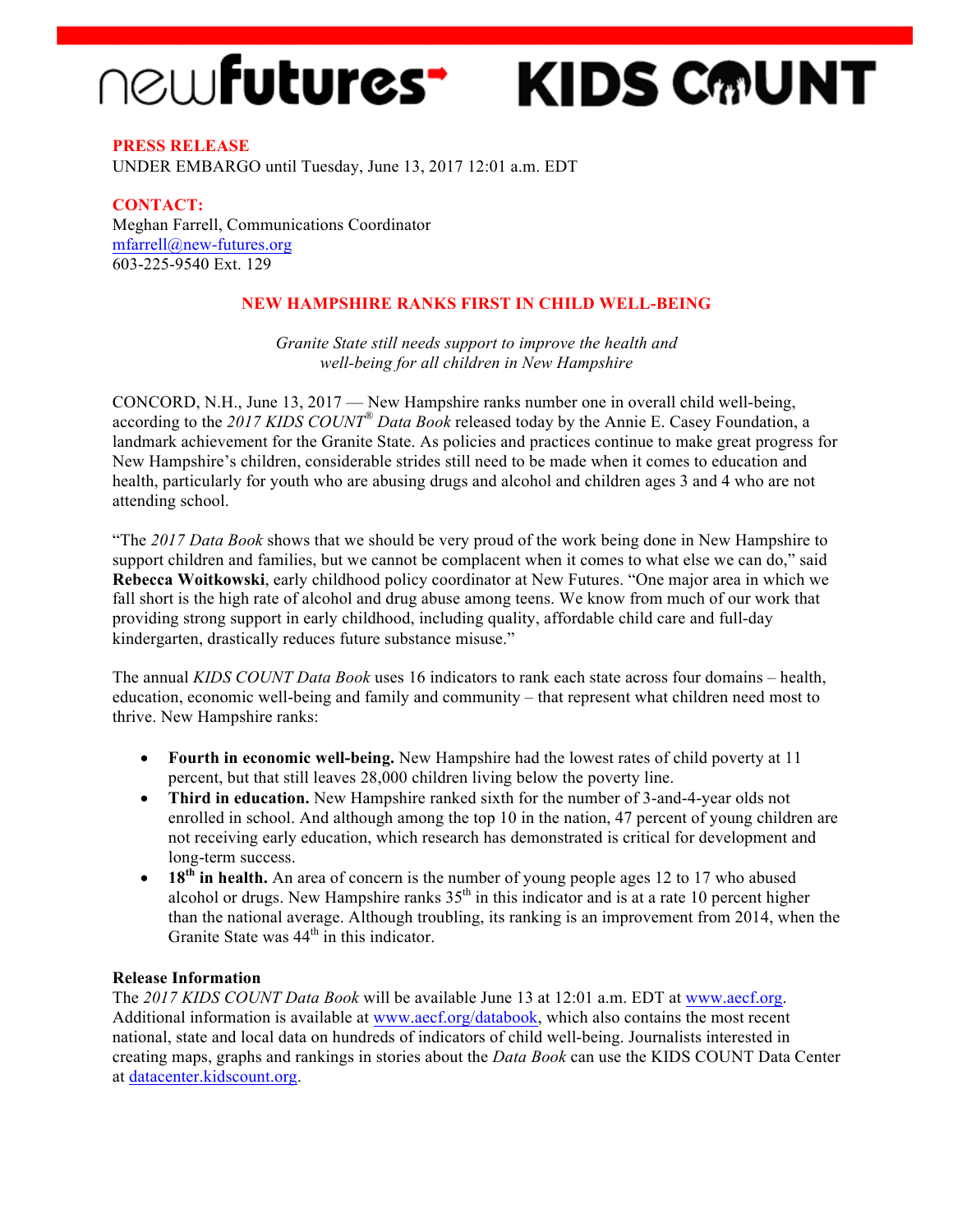newfutures KIDS COUNT

**PRESS RELEASE**
UNDER EMBARGO until Tuesday, June 13, 2017 12:01 a.m. EDT

**CONTACT:**
Meghan Farrell, Communications Coordinator
mfarrell@new-futures.org
603-225-9540 Ext. 129

# NEW HAMPSHIRE RANKS FIRST IN CHILD WELL-BEING

*Granite State still needs support to improve the health and well-being for all children in New Hampshire*

CONCORD, N.H., June 13, 2017 — New Hampshire ranks number one in overall child well-being, according to the *2017 KIDS COUNT® Data Book* released today by the Annie E. Casey Foundation, a landmark achievement for the Granite State. As policies and practices continue to make great progress for New Hampshire's children, considerable strides still need to be made when it comes to education and health, particularly for youth who are abusing drugs and alcohol and children ages 3 and 4 who are not attending school.

"The *2017 Data Book* shows that we should be very proud of the work being done in New Hampshire to support children and families, but we cannot be complacent when it comes to what else we can do," said **Rebecca Woitkowski**, early childhood policy coordinator at New Futures. "One major area in which we fall short is the high rate of alcohol and drug abuse among teens. We know from much of our work that providing strong support in early childhood, including quality, affordable child care and full-day kindergarten, drastically reduces future substance misuse."

The annual *KIDS COUNT Data Book* uses 16 indicators to rank each state across four domains – health, education, economic well-being and family and community – that represent what children need most to thrive. New Hampshire ranks:

- **Fourth in economic well-being.** New Hampshire had the lowest rates of child poverty at 11 percent, but that still leaves 28,000 children living below the poverty line.
- **Third in education.** New Hampshire ranked sixth for the number of 3-and-4-year olds not enrolled in school. And although among the top 10 in the nation, 47 percent of young children are not receiving early education, which research has demonstrated is critical for development and long-term success.
- **18th in health.** An area of concern is the number of young people ages 12 to 17 who abused alcohol or drugs. New Hampshire ranks 35th in this indicator and is at a rate 10 percent higher than the national average. Although troubling, its ranking is an improvement from 2014, when the Granite State was 44th in this indicator.

**Release Information**
The *2017 KIDS COUNT Data Book* will be available June 13 at 12:01 a.m. EDT at www.aecf.org. Additional information is available at www.aecf.org/databook, which also contains the most recent national, state and local data on hundreds of indicators of child well-being. Journalists interested in creating maps, graphs and rankings in stories about the *Data Book* can use the KIDS COUNT Data Center at datacenter.kidscount.org.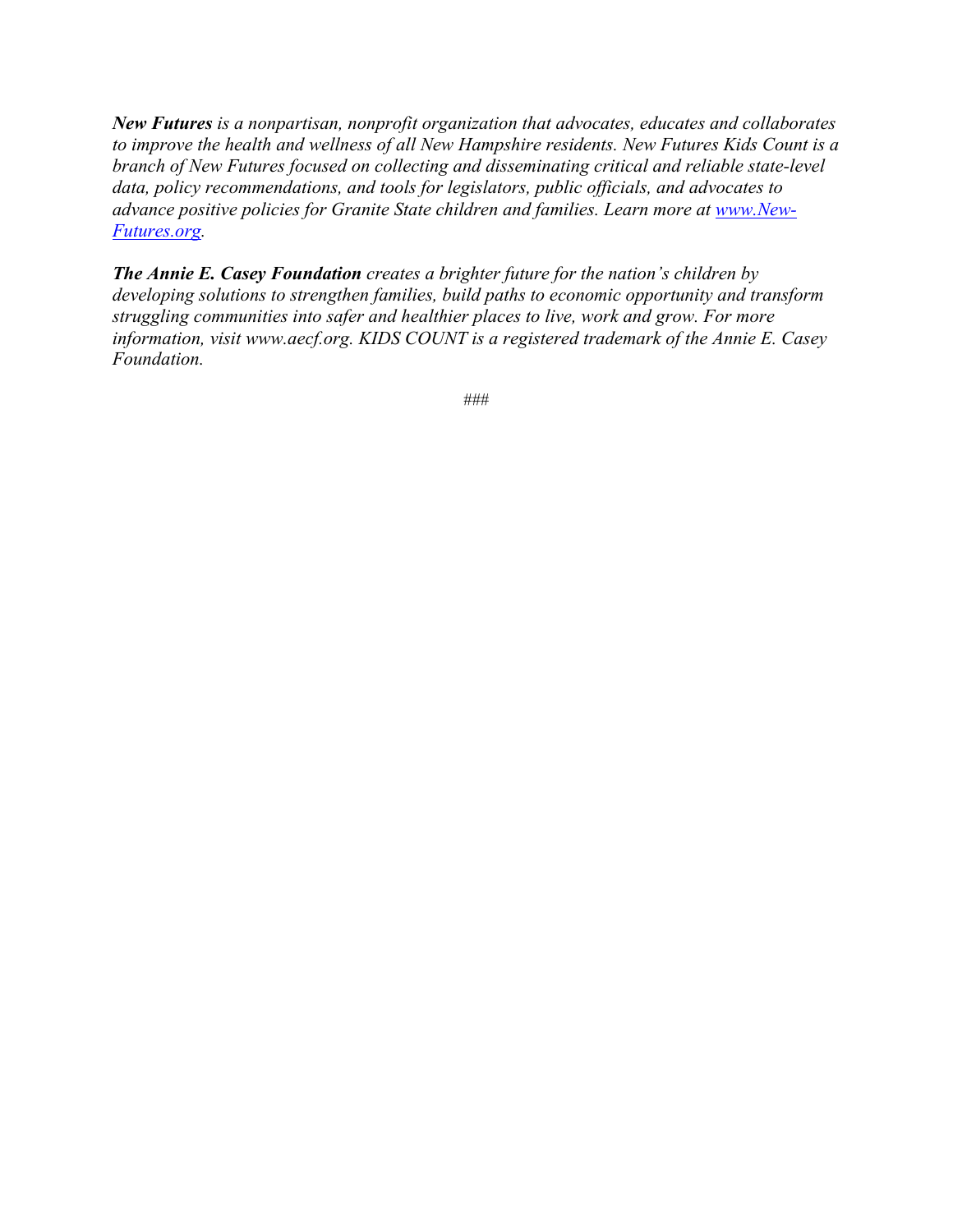***New Futures*** *is a nonpartisan, nonprofit organization that advocates, educates and collaborates to improve the health and wellness of all New Hampshire residents. New Futures Kids Count is a branch of New Futures focused on collecting and disseminating critical and reliable state-level data, policy recommendations, and tools for legislators, public officials, and advocates to advance positive policies for Granite State children and families. Learn more at [www.New-Futures.org](http://www.New-Futures.org).*

***The Annie E. Casey Foundation*** *creates a brighter future for the nation's children by developing solutions to strengthen families, build paths to economic opportunity and transform struggling communities into safer and healthier places to live, work and grow. For more information, visit www.aecf.org. KIDS COUNT is a registered trademark of the Annie E. Casey Foundation.*

###